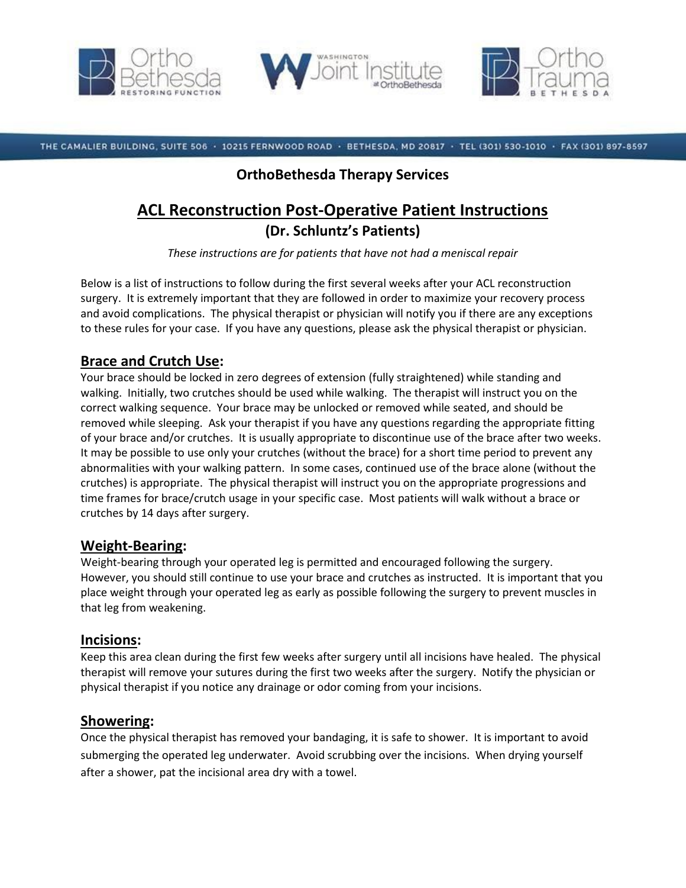THE CAMALIER BUILDING, SUITE 506 · 10215 FERNWOOD ROAD · BETHESDA, MD 20817 · TEL (301) 530-1010 · FAX (301) 897-8597

**OrthoBethesda Therapy Services**

# ACL Reconstruction Post-Operative Patient Instructions

## (Dr. Schluntz's Patients)

*These instructions are for patients that have not had a meniscal repair*

Below is a list of instructions to follow during the first several weeks after your ACL reconstruction surgery. It is extremely important that they are followed in order to maximize your recovery process and avoid complications. The physical therapist or physician will notify you if there are any exceptions to these rules for your case. If you have any questions, please ask the physical therapist or physician.

## Brace and Crutch Use:

Your brace should be locked in zero degrees of extension (fully straightened) while standing and walking. Initially, two crutches should be used while walking. The therapist will instruct you on the correct walking sequence. Your brace may be unlocked or removed while seated, and should be removed while sleeping. Ask your therapist if you have any questions regarding the appropriate fitting of your brace and/or crutches. It is usually appropriate to discontinue use of the brace after two weeks. It may be possible to use only your crutches (without the brace) for a short time period to prevent any abnormalities with your walking pattern. In some cases, continued use of the brace alone (without the crutches) is appropriate. The physical therapist will instruct you on the appropriate progressions and time frames for brace/crutch usage in your specific case. Most patients will walk without a brace or crutches by 14 days after surgery.

## Weight-Bearing:

Weight-bearing through your operated leg is permitted and encouraged following the surgery. However, you should still continue to use your brace and crutches as instructed. It is important that you place weight through your operated leg as early as possible following the surgery to prevent muscles in that leg from weakening.

## Incisions:

Keep this area clean during the first few weeks after surgery until all incisions have healed. The physical therapist will remove your sutures during the first two weeks after the surgery. Notify the physician or physical therapist if you notice any drainage or odor coming from your incisions.

## Showering:

Once the physical therapist has removed your bandaging, it is safe to shower. It is important to avoid submerging the operated leg underwater. Avoid scrubbing over the incisions. When drying yourself after a shower, pat the incisional area dry with a towel.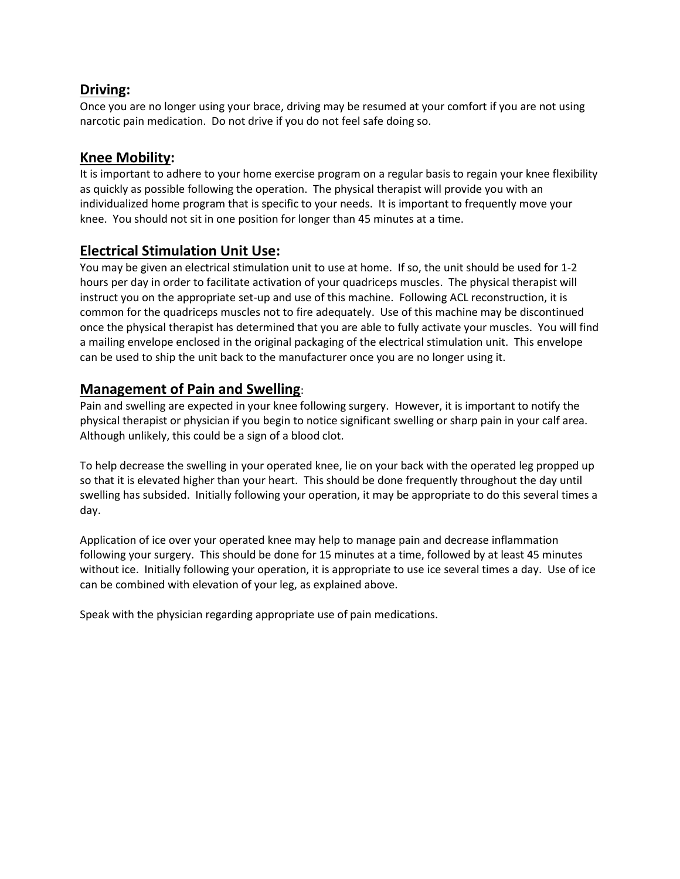## **Driving:**

Once you are no longer using your brace, driving may be resumed at your comfort if you are not using narcotic pain medication. Do not drive if you do not feel safe doing so.

## **Knee Mobility:**

It is important to adhere to your home exercise program on a regular basis to regain your knee flexibility as quickly as possible following the operation. The physical therapist will provide you with an individualized home program that is specific to your needs. It is important to frequently move your knee. You should not sit in one position for longer than 45 minutes at a time.

## **Electrical Stimulation Unit Use:**

You may be given an electrical stimulation unit to use at home. If so, the unit should be used for 1-2 hours per day in order to facilitate activation of your quadriceps muscles. The physical therapist will instruct you on the appropriate set-up and use of this machine. Following ACL reconstruction, it is common for the quadriceps muscles not to fire adequately. Use of this machine may be discontinued once the physical therapist has determined that you are able to fully activate your muscles. You will find a mailing envelope enclosed in the original packaging of the electrical stimulation unit. This envelope can be used to ship the unit back to the manufacturer once you are no longer using it.

## **Management of Pain and Swelling:**

Pain and swelling are expected in your knee following surgery. However, it is important to notify the physical therapist or physician if you begin to notice significant swelling or sharp pain in your calf area. Although unlikely, this could be a sign of a blood clot.

To help decrease the swelling in your operated knee, lie on your back with the operated leg propped up so that it is elevated higher than your heart. This should be done frequently throughout the day until swelling has subsided. Initially following your operation, it may be appropriate to do this several times a day.

Application of ice over your operated knee may help to manage pain and decrease inflammation following your surgery. This should be done for 15 minutes at a time, followed by at least 45 minutes without ice. Initially following your operation, it is appropriate to use ice several times a day. Use of ice can be combined with elevation of your leg, as explained above.

Speak with the physician regarding appropriate use of pain medications.